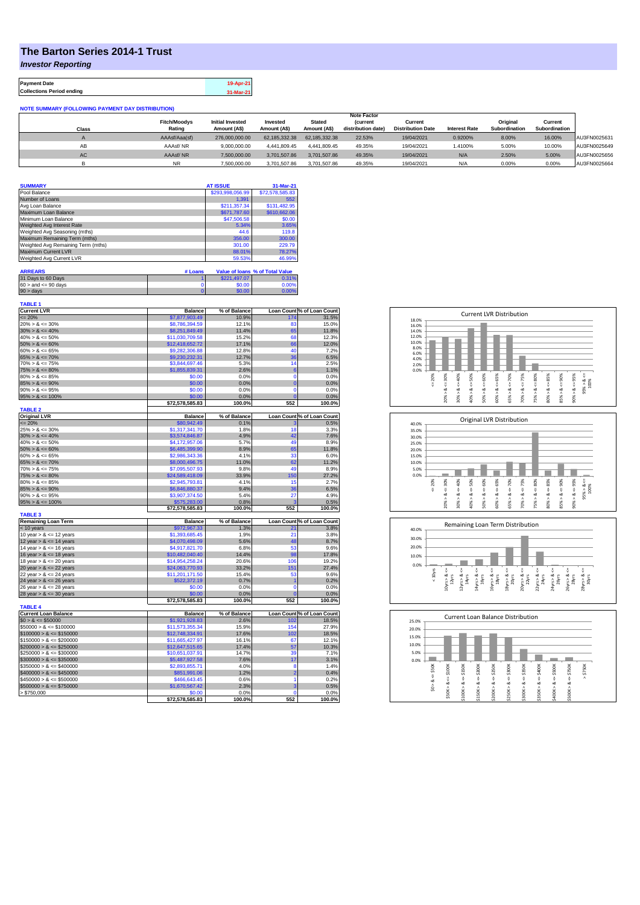# The Barton Series 2014-1 Trust

***Investor Reporting***

| Payment Date | 19-Apr-21 |
|---|---|
| Collections Period ending | 31-Mar-21 |

**NOTE SUMMARY (FOLLOWING PAYMENT DAY DISTRIBUTION)**

| Class | Fitch/Moodys Rating | Initial Invested Amount (A$) | Invested Amount (A$) | Stated Amount (A$) | Note Factor (current distribution date) | Current Distribution Date | Interest Rate | Original Subordination | Current Subordination | |
|---|---|---|---|---|---|---|---|---|---|---|
| A | AAAsf/Aaa(sf) | 276,000,000.00 | 62,185,332.38 | 62,185,332.38 | 22.53% | 19/04/2021 | 0.9200% | 8.00% | 16.00% | AU3FN0025631 |
| AB | AAAsf/ NR | 9,000,000.00 | 4,441,809.45 | 4,441,809.45 | 49.35% | 19/04/2021 | 1.4100% | 5.00% | 10.00% | AU3FN0025649 |
| AC | AAAsf/ NR | 7,500,000.00 | 3,701,507.86 | 3,701,507.86 | 49.35% | 19/04/2021 | N/A | 2.50% | 5.00% | AU3FN0025656 |
| B | NR | 7,500,000.00 | 3,701,507.86 | 3,701,507.86 | 49.35% | 19/04/2021 | N/A | 0.00% | 0.00% | AU3FN0025664 |

| SUMMARY | AT ISSUE | 31-Mar-21 |
|---|---|---|
| Pool Balance | $293,998,056.99 | $72,578,585.83 |
| Number of Loans | 1,391 | 552 |
| Avg Loan Balance | $211,357.34 | $131,482.95 |
| Maximum Loan Balance | $671,787.60 | $610,662.06 |
| Minimum Loan Balance | $47,506.58 | $0.00 |
| Weighted Avg Interest Rate | 5.34% | 3.65% |
| Weighted Avg Seasoning (mths) | 44.6 | 119.8 |
| Maximum Remaining Term (mths) | 356.00 | 300.00 |
| Weighted Avg Remaining Term (mths) | 301.00 | 229.79 |
| Maximum Current LVR | 88.01% | 78.27% |
| Weighted Avg Current LVR | 59.53% | 46.99% |

| ARREARS | # Loans | Value of loans | % of Total Value |
|---|---|---|---|
| 31 Days to 60 Days | 1 | $221,497.07 | 0.31% |
| 60 > and <= 90 days | 0 | $0.00 | 0.00% |
| 90 > days | 0 | $0.00 | 0.00% |

**TABLE 1**

| Current LVR | Balance | % of Balance | Loan Count | % of Loan Count |
|---|---|---|---|---|
| <= 20% | $7,877,903.49 | 10.9% | 174 | 31.5% |
| 20% > & <= 30% | $8,786,394.59 | 12.1% | 83 | 15.0% |
| 30% > & <= 40% | $8,251,849.49 | 11.4% | 65 | 11.8% |
| 40% > & <= 50% | $11,030,709.58 | 15.2% | 68 | 12.3% |
| 50% > & <= 60% | $12,418,652.72 | 17.1% | 66 | 12.0% |
| 60% > & <= 65% | $9,282,306.88 | 12.8% | 40 | 7.2% |
| 65% > & <= 70% | $9,230,232.31 | 12.7% | 36 | 6.5% |
| 70% > & <= 75% | $3,844,697.46 | 5.3% | 14 | 2.5% |
| 75% > & <= 80% | $1,855,839.31 | 2.6% | 6 | 1.1% |
| 80% > & <= 85% | $0.00 | 0.0% | 0 | 0.0% |
| 85% > & <= 90% | $0.00 | 0.0% | 0 | 0.0% |
| 90% > & <= 95% | $0.00 | 0.0% | 0 | 0.0% |
| 95% > & <= 100% | $0.00 | 0.0% | 0 | 0.0% |
| | $72,578,585.83 | 100.0% | 552 | 100.0% |

**TABLE 2**

| Original LVR | Balance | % of Balance | Loan Count | % of Loan Count |
|---|---|---|---|---|
| <= 20% | $80,942.49 | 0.1% | 3 | 0.5% |
| 25% > & <= 30% | $1,317,341.70 | 1.8% | 18 | 3.3% |
| 30% > & <= 40% | $3,574,846.87 | 4.9% | 42 | 7.6% |
| 40% > & <= 50% | $4,172,957.06 | 5.7% | 49 | 8.9% |
| 50% > & <= 60% | $6,485,399.90 | 8.9% | 65 | 11.8% |
| 60% > & <= 65% | $2,986,343.36 | 4.1% | 33 | 6.0% |
| 65% > & <= 70% | $8,000,496.75 | 11.0% | 62 | 11.2% |
| 70% > & <= 75% | $7,095,507.93 | 9.8% | 49 | 8.9% |
| 75% > & <= 80% | $24,589,418.09 | 33.9% | 150 | 27.2% |
| 80% > & <= 85% | $2,945,793.81 | 4.1% | 15 | 2.7% |
| 85% > & <= 90% | $6,846,880.37 | 9.4% | 36 | 6.5% |
| 90% > & <= 95% | $3,907,374.50 | 5.4% | 27 | 4.9% |
| 95% > & <= 100% | $575,283.00 | 0.8% | 3 | 0.5% |
| | $72,578,585.83 | 100.0% | 552 | 100.0% |

**TABLE 3**

| Remaining Loan Term | Balance | % of Balance | Loan Count | % of Loan Count |
|---|---|---|---|---|
| < 10 years | $972,967.33 | 1.3% | 21 | 3.8% |
| 10 year > & <= 12 years | $1,393,685.45 | 1.9% | 21 | 3.8% |
| 12 year > & <= 14 years | $4,070,498.09 | 5.6% | 48 | 8.7% |
| 14 year > & <= 16 years | $4,917,821.70 | 6.8% | 53 | 9.6% |
| 16 year > & <= 18 years | $10,482,040.40 | 14.4% | 98 | 17.8% |
| 18 year > & <= 20 years | $14,954,258.24 | 20.6% | 106 | 19.2% |
| 20 year > & <= 22 years | $24,063,770.93 | 33.2% | 151 | 27.4% |
| 22 year > & <= 24 years | $11,201,171.50 | 15.4% | 53 | 9.6% |
| 24 year > & <= 26 years | $522,372.19 | 0.7% | 1 | 0.2% |
| 26 year > & <= 28 years | $0.00 | 0.0% | 0 | 0.0% |
| 28 year > & <= 30 years | $0.00 | 0.0% | 0 | 0.0% |
| | $72,578,585.83 | 100.0% | 552 | 100.0% |

**TABLE 4**

| Current Loan Balance | Balance | % of Balance | Loan Count | % of Loan Count |
|---|---|---|---|---|
| $0 > & <= $50000 | $1,921,928.83 | 2.6% | 102 | 18.5% |
| $50000 > & <= $100000 | $11,573,355.34 | 15.9% | 154 | 27.9% |
| $100000 > & <= $150000 | $12,748,334.91 | 17.6% | 102 | 18.5% |
| $150000 > & <= $200000 | $11,665,427.97 | 16.1% | 67 | 12.1% |
| $200000 > & <= $250000 | $12,647,515.65 | 17.4% | 57 | 10.3% |
| $250000 > & <= $300000 | $10,651,037.91 | 14.7% | 39 | 7.1% |
| $300000 > & <= $350000 | $5,487,927.58 | 7.6% | 17 | 3.1% |
| $350000 > & <= $400000 | $2,893,855.71 | 4.0% | 8 | 1.4% |
| $400000 > & <= $450000 | $851,991.06 | 1.2% | 2 | 0.4% |
| $450000 > & <= $500000 | $466,643.45 | 0.6% | 1 | 0.2% |
| $500000 > & <= $750000 | $1,670,567.42 | 2.3% | 3 | 0.5% |
| > $750,000 | $0.00 | 0.0% | 0 | 0.0% |
| | $72,578,585.83 | 100.0% | 552 | 100.0% |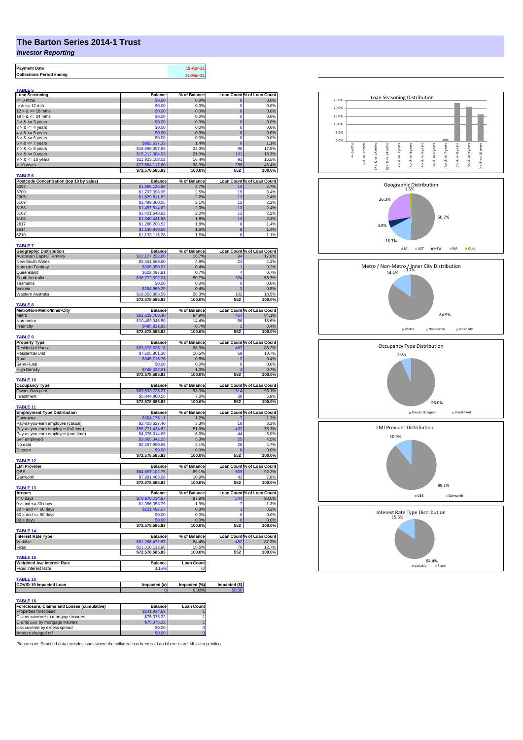# The Barton Series 2014-1 Trust

*Investor Reporting*

| | |
|---|---|
| **Payment Date** | 19-Apr-21 |
| **Collections Period ending** | 31-Mar-21 |

**TABLE 5**

| Loan Seasoning | Balance | % of Balance | Loan Count | % of Loan Count |
|---|---|---|---|---|
| <= 6 mths | $0.00 | 0.0% | 0 | 0.0% |
| > & <= 12 mth | $0.00 | 0.0% | 0 | 0.0% |
| 12 > & <= 18 mths | $0.00 | 0.0% | 0 | 0.0% |
| 18 > & <= 24 mths | $0.00 | 0.0% | 0 | 0.0% |
| 2 > & <= 3 years | $0.00 | 0.0% | 0 | 0.0% |
| 3 > & <= 4 years | $0.00 | 0.0% | 0 | 0.0% |
| 4 > & <= 5 years | $0.00 | 0.0% | 0 | 0.0% |
| 5 > & <= 6 years | $0.00 | 0.0% | 0 | 0.0% |
| 6 > & <= 7 years | $982,617.33 | 1.4% | 6 | 1.1% |
| 7 > & <= 8 years | $16,896,357.95 | 23.3% | 98 | 17.8% |
| 8 > & <= 9 years | $15,212,384.93 | 21.0% | 101 | 18.3% |
| 9 > & <= 10 years | $11,923,108.02 | 16.4% | 91 | 16.5% |
| > 10 years | $27,564,117.60 | 38.0% | 256 | 46.4% |
| | $72,578,585.83 | 100.0% | 552 | 100.0% |

**TABLE 6**

| Postcode Concentration (top 10 by value) | Balance | % of Balance | Loan Count | % of Loan Count |
|---|---|---|---|---|
| 5092 | $1,965,125.50 | 2.7% | 15 | 2.7% |
| 5700 | $1,797,398.95 | 2.5% | 19 | 3.4% |
| 2905 | $1,629,811.82 | 2.2% | 13 | 2.4% |
| 5169 | $1,499,360.05 | 2.1% | 12 | 2.2% |
| 5158 | $1,457,514.62 | 2.0% | 13 | 2.4% |
| 5162 | $1,421,648.82 | 2.0% | 12 | 2.2% |
| 5108 | $1,340,441.58 | 1.8% | 13 | 2.4% |
| 2617 | $1,286,203.52 | 1.8% | 8 | 1.4% |
| 2614 | $1,138,910.65 | 1.6% | 8 | 1.4% |
| 6210 | $1,133,115.28 | 1.6% | 6 | 1.1% |

**TABLE 7**

| Geographic Distribution | Balance | % of Balance | Loan Count | % of Loan Count |
|---|---|---|---|---|
| Australian Capital Territory | $12,127,222.66 | 16.7% | 94 | 17.0% |
| New South Wales | $3,551,669.60 | 4.9% | 24 | 4.3% |
| Northern Territory | $305,950.87 | 0.4% | 1 | 0.2% |
| Queensland | $502,497.81 | 0.7% | 4 | 0.7% |
| South Australia | $36,772,392.01 | 50.7% | 324 | 58.7% |
| Tasmania | $0.00 | 0.0% | 0 | 0.0% |
| Victoria | $264,969.29 | 0.4% | 3 | 0.5% |
| Western Australia | $19,053,883.59 | 26.3% | 102 | 18.5% |
| | $72,578,585.83 | 100.0% | 552 | 100.0% |

**TABLE 8**

| Metro/Non-Metro/Inner-City | Balance | % of Balance | Loan Count | % of Loan Count |
|---|---|---|---|---|
| Metro | $61,629,708.40 | 84.9% | 464 | 84.1% |
| Non-metro | $10,463,045.50 | 14.4% | 86 | 15.6% |
| Inner city | $485,831.93 | 0.7% | 2 | 0.4% |
| | $72,578,585.83 | 100.0% | 552 | 100.0% |

**TABLE 9**

| Property Type | Balance | % of Balance | Loan Count | % of Loan Count |
|---|---|---|---|---|
| Residential House | $63,878,635.16 | 88.0% | 487 | 88.2% |
| Residential Unit | $7,605,801.30 | 10.5% | 59 | 10.7% |
| Rural | $345,716.76 | 0.5% | 2 | 0.4% |
| Semi-Rural | $0.00 | 0.0% | 0 | 0.0% |
| High Density | $748,432.61 | 1.0% | 4 | 0.7% |
| | $72,578,585.83 | 100.0% | 552 | 100.0% |

**TABLE 10**

| Occupancy Type | Balance | % of Balance | Loan Count | % of Loan Count |
|---|---|---|---|---|
| Owner Occupied | $67,533,725.27 | 93.0% | 514 | 93.1% |
| Investment | $5,044,860.56 | 7.0% | 38 | 6.9% |
| | $72,578,585.83 | 100.0% | 552 | 100.0% |

**TABLE 11**

| Employment Type Distribution | Balance | % of Balance | Loan Count | % of Loan Count |
|---|---|---|---|---|
| Contractor | $904,176.11 | 1.2% | 7 | 1.3% |
| Pay-as-you-earn employee (casual) | $2,403,627.40 | 3.3% | 18 | 3.3% |
| Pay-as-you-earn employee (full time) | $58,771,434.82 | 81.0% | 432 | 78.3% |
| Pay-as-you-earn employee (part time) | $4,376,014.69 | 6.0% | 44 | 8.0% |
| Self employed | $3,865,342.25 | 5.3% | 25 | 4.5% |
| No data | $2,257,990.56 | 3.1% | 26 | 4.7% |
| Director | $0.00 | 0.0% | 0 | 0.0% |
| | $72,578,585.83 | 100.0% | 552 | 100.0% |

**TABLE 12**

| LMI Provider | Balance | % of Balance | Loan Count | % of Loan Count |
|---|---|---|---|---|
| QBE | $64,687,102.75 | 89.1% | 509 | 92.2% |
| Genworth | $7,891,483.08 | 10.9% | 43 | 7.8% |
| | $72,578,585.83 | 100.0% | 552 | 100.0% |

**TABLE 13**

| Arrears | Balance | % of Balance | Loan Count | % of Loan Count |
|---|---|---|---|---|
| <=0 days | $70,970,734.97 | 97.8% | 544 | 98.6% |
| 0 > and <= 30 days | $1,386,353.79 | 1.9% | 7 | 1.3% |
| 30 > and <= 60 days | $221,497.07 | 0.3% | 1 | 0.2% |
| 60 > and <= 90 days | $0.00 | 0.0% | 0 | 0.0% |
| 90 > days | $0.00 | 0.0% | 0 | 0.0% |
| | $72,578,585.83 | 100.0% | 552 | 100.0% |

**TABLE 14**

| Interest Rate Type | Balance | % of Balance | Loan Count | % of Loan Count |
|---|---|---|---|---|
| Variable | $61,268,472.87 | 84.4% | 482 | 87.3% |
| Fixed | $11,310,112.96 | 15.6% | 70 | 12.7% |
| | $72,578,585.83 | 100.0% | 552 | 100.0% |

**TABLE 15**

| Weighted Ave Interest Rate | Balance | Loan Count |
|---|---|---|
| Fixed Interest Rate | 3.16% | 70 |

**TABLE 16**

| COVID-19 Impacted Loan | Impacted (#) | Impacted (%) | Impacted ($) |
|---|---|---|---|
| | 0 | 0.00% | $0.00 |

**TABLE 16**

| Foreclosure, Claims and Losses (cumulative) | Balance | Loan Count |
|---|---|---|
| Properties foreclosed | $241,934.69 | 1 |
| Claims *submitted* to mortgage insurers | $75,375.22 | 1 |
| Claims *paid* by mortgage insurers | $75,375.22 | 1 |
| loss covered by excess spread | $0.00 | 0 |
| Amount charged off | $0.00 | 0 |

Please note: Stratified data excludes loans where the collateral has been sold and there is an LMI claim pending.

Loan Seasoning Distribution

25.0%
20.0%
15.0%
10.0%
5.0%
0.0%

<= 6 mths
> & <= 12 mth
12 > & <= 18 mths
18 > & <= 24 mths
2 > & <= 3 years
3 > & <= 4 years
4 > & <= 5 years
5 > & <= 6 years
6 > & <= 7 years
7 > & <= 8 years
8 > & <= 9 years
9 > & <= 10 years

Geographic Distribution

1.5%
26.3%
50.7%
4.9%
16.7%

SA ACT NSW WA Other

Metro / Non-Metro / Inner City Distribution

0.7%
14.4%
84.9%

Metro Non-metro Inner city

Occupancy Type Distribution

7.0%
93.0%

Owner Occupied Investment

LMI Provider Distribution

10.9%
89.1%

QBE Genworth

Interest Rate Type Distribution

15.6%
84.4%

Variable Fixed